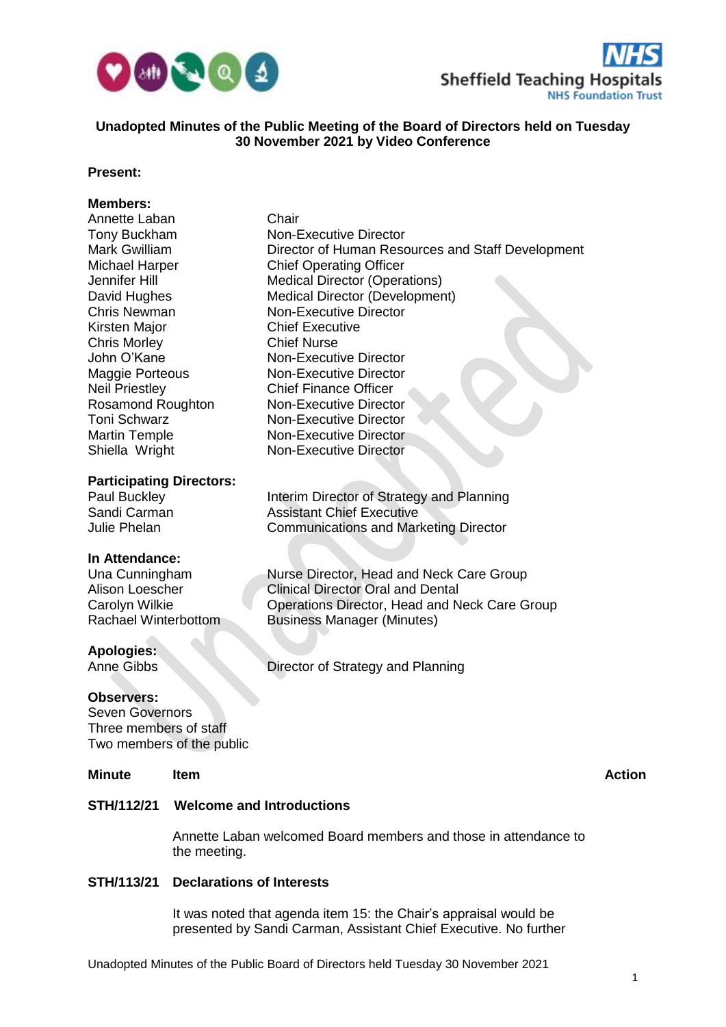**Unadopted Minutes of the Public Meeting of the Board of Directors held on Tuesday 30 November 2021 by Video Conference**

**Present:**

**Members:**

| | |
|---|---|
| Annette Laban | Chair |
| Tony Buckham | Non-Executive Director |
| Mark Gwilliam | Director of Human Resources and Staff Development |
| Michael Harper | Chief Operating Officer |
| Jennifer Hill | Medical Director (Operations) |
| David Hughes | Medical Director (Development) |
| Chris Newman | Non-Executive Director |
| Kirsten Major | Chief Executive |
| Chris Morley | Chief Nurse |
| John O'Kane | Non-Executive Director |
| Maggie Porteous | Non-Executive Director |
| Neil Priestley | Chief Finance Officer |
| Rosamond Roughton | Non-Executive Director |
| Toni Schwarz | Non-Executive Director |
| Martin Temple | Non-Executive Director |
| Shiella Wright | Non-Executive Director |

**Participating Directors:**

| | |
|---|---|
| Paul Buckley | Interim Director of Strategy and Planning |
| Sandi Carman | Assistant Chief Executive |
| Julie Phelan | Communications and Marketing Director |

**In Attendance:**

| | |
|---|---|
| Una Cunningham | Nurse Director, Head and Neck Care Group |
| Alison Loescher | Clinical Director Oral and Dental |
| Carolyn Wilkie | Operations Director, Head and Neck Care Group |
| Rachael Winterbottom | Business Manager (Minutes) |

**Apologies:**

| | |
|---|---|
| Anne Gibbs | Director of Strategy and Planning |

**Observers:**

Seven Governors
Three members of staff
Two members of the public

| **Minute** | **Item** | **Action** |
|---|---|---|

**STH/112/21 Welcome and Introductions**

Annette Laban welcomed Board members and those in attendance to the meeting.

**STH/113/21 Declarations of Interests**

It was noted that agenda item 15: the Chair's appraisal would be presented by Sandi Carman, Assistant Chief Executive. No further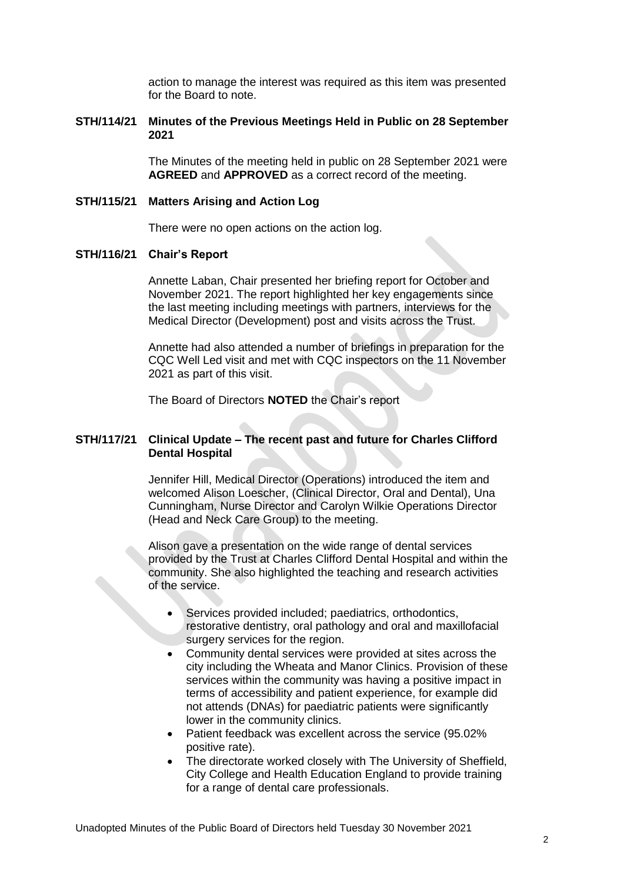action to manage the interest was required as this item was presented for the Board to note.

**STH/114/21 Minutes of the Previous Meetings Held in Public on 28 September 2021**

The Minutes of the meeting held in public on 28 September 2021 were **AGREED** and **APPROVED** as a correct record of the meeting.

**STH/115/21 Matters Arising and Action Log**

There were no open actions on the action log.

**STH/116/21 Chair's Report**

Annette Laban, Chair presented her briefing report for October and November 2021. The report highlighted her key engagements since the last meeting including meetings with partners, interviews for the Medical Director (Development) post and visits across the Trust.

Annette had also attended a number of briefings in preparation for the CQC Well Led visit and met with CQC inspectors on the 11 November 2021 as part of this visit.

The Board of Directors **NOTED** the Chair's report

**STH/117/21 Clinical Update – The recent past and future for Charles Clifford Dental Hospital**

Jennifer Hill, Medical Director (Operations) introduced the item and welcomed Alison Loescher, (Clinical Director, Oral and Dental), Una Cunningham, Nurse Director and Carolyn Wilkie Operations Director (Head and Neck Care Group) to the meeting.

Alison gave a presentation on the wide range of dental services provided by the Trust at Charles Clifford Dental Hospital and within the community. She also highlighted the teaching and research activities of the service.

- Services provided included; paediatrics, orthodontics, restorative dentistry, oral pathology and oral and maxillofacial surgery services for the region.
- Community dental services were provided at sites across the city including the Wheata and Manor Clinics. Provision of these services within the community was having a positive impact in terms of accessibility and patient experience, for example did not attends (DNAs) for paediatric patients were significantly lower in the community clinics.
- Patient feedback was excellent across the service (95.02% positive rate).
- The directorate worked closely with The University of Sheffield, City College and Health Education England to provide training for a range of dental care professionals.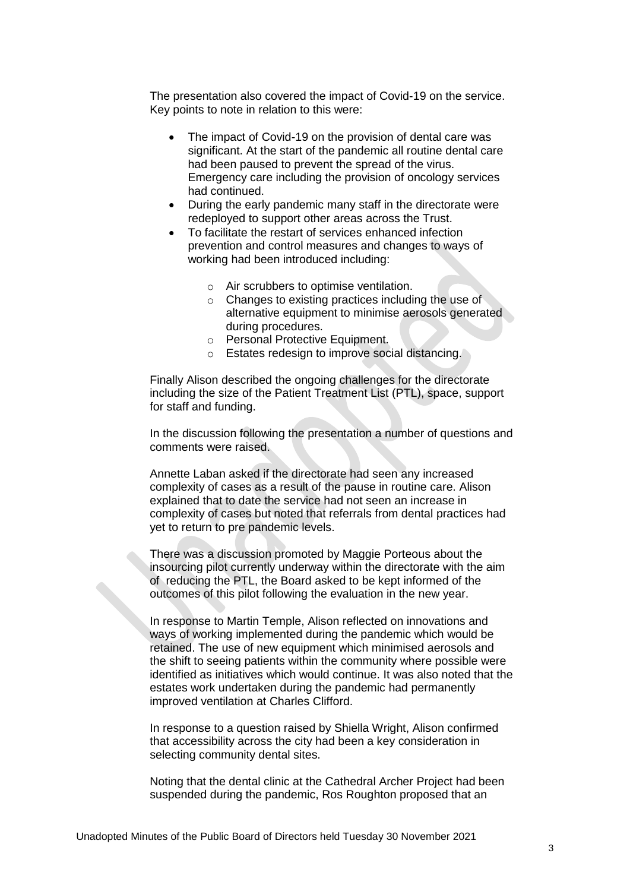The presentation also covered the impact of Covid-19 on the service. Key points to note in relation to this were:

- The impact of Covid-19 on the provision of dental care was significant. At the start of the pandemic all routine dental care had been paused to prevent the spread of the virus. Emergency care including the provision of oncology services had continued.
- During the early pandemic many staff in the directorate were redeployed to support other areas across the Trust.
- To facilitate the restart of services enhanced infection prevention and control measures and changes to ways of working had been introduced including:
    - Air scrubbers to optimise ventilation.
    - Changes to existing practices including the use of alternative equipment to minimise aerosols generated during procedures.
    - Personal Protective Equipment.
    - Estates redesign to improve social distancing.

Finally Alison described the ongoing challenges for the directorate including the size of the Patient Treatment List (PTL), space, support for staff and funding.

In the discussion following the presentation a number of questions and comments were raised.

Annette Laban asked if the directorate had seen any increased complexity of cases as a result of the pause in routine care. Alison explained that to date the service had not seen an increase in complexity of cases but noted that referrals from dental practices had yet to return to pre pandemic levels.

There was a discussion promoted by Maggie Porteous about the insourcing pilot currently underway within the directorate with the aim of reducing the PTL, the Board asked to be kept informed of the outcomes of this pilot following the evaluation in the new year.

In response to Martin Temple, Alison reflected on innovations and ways of working implemented during the pandemic which would be retained. The use of new equipment which minimised aerosols and the shift to seeing patients within the community where possible were identified as initiatives which would continue. It was also noted that the estates work undertaken during the pandemic had permanently improved ventilation at Charles Clifford.

In response to a question raised by Shiella Wright, Alison confirmed that accessibility across the city had been a key consideration in selecting community dental sites.

Noting that the dental clinic at the Cathedral Archer Project had been suspended during the pandemic, Ros Roughton proposed that an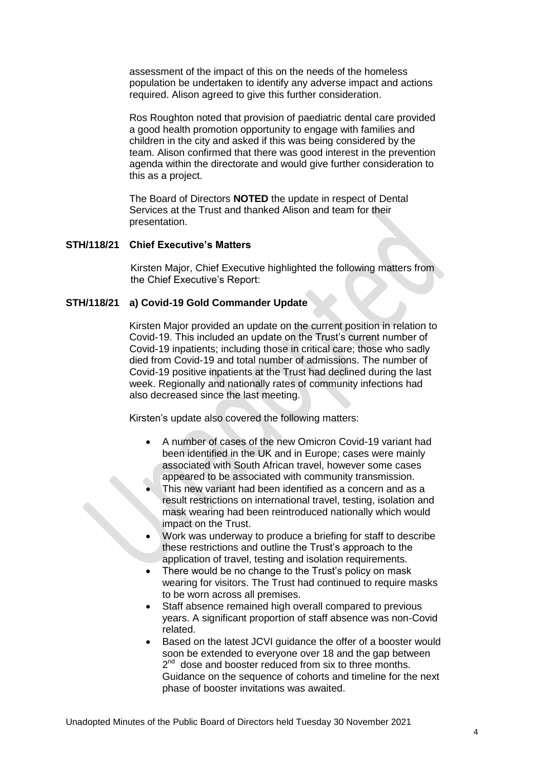assessment of the impact of this on the needs of the homeless population be undertaken to identify any adverse impact and actions required. Alison agreed to give this further consideration.

Ros Roughton noted that provision of paediatric dental care provided a good health promotion opportunity to engage with families and children in the city and asked if this was being considered by the team. Alison confirmed that there was good interest in the prevention agenda within the directorate and would give further consideration to this as a project.

The Board of Directors **NOTED** the update in respect of Dental Services at the Trust and thanked Alison and team for their presentation.

**STH/118/21 Chief Executive's Matters**

Kirsten Major, Chief Executive highlighted the following matters from the Chief Executive's Report:

**STH/118/21 a) Covid-19 Gold Commander Update**

Kirsten Major provided an update on the current position in relation to Covid-19. This included an update on the Trust's current number of Covid-19 inpatients; including those in critical care; those who sadly died from Covid-19 and total number of admissions. The number of Covid-19 positive inpatients at the Trust had declined during the last week. Regionally and nationally rates of community infections had also decreased since the last meeting.

Kirsten's update also covered the following matters:

- A number of cases of the new Omicron Covid-19 variant had been identified in the UK and in Europe; cases were mainly associated with South African travel, however some cases appeared to be associated with community transmission.
- This new variant had been identified as a concern and as a result restrictions on international travel, testing, isolation and mask wearing had been reintroduced nationally which would impact on the Trust.
- Work was underway to produce a briefing for staff to describe these restrictions and outline the Trust's approach to the application of travel, testing and isolation requirements.
- There would be no change to the Trust's policy on mask wearing for visitors. The Trust had continued to require masks to be worn across all premises.
- Staff absence remained high overall compared to previous years. A significant proportion of staff absence was non-Covid related.
- Based on the latest JCVI guidance the offer of a booster would soon be extended to everyone over 18 and the gap between 2nd dose and booster reduced from six to three months. Guidance on the sequence of cohorts and timeline for the next phase of booster invitations was awaited.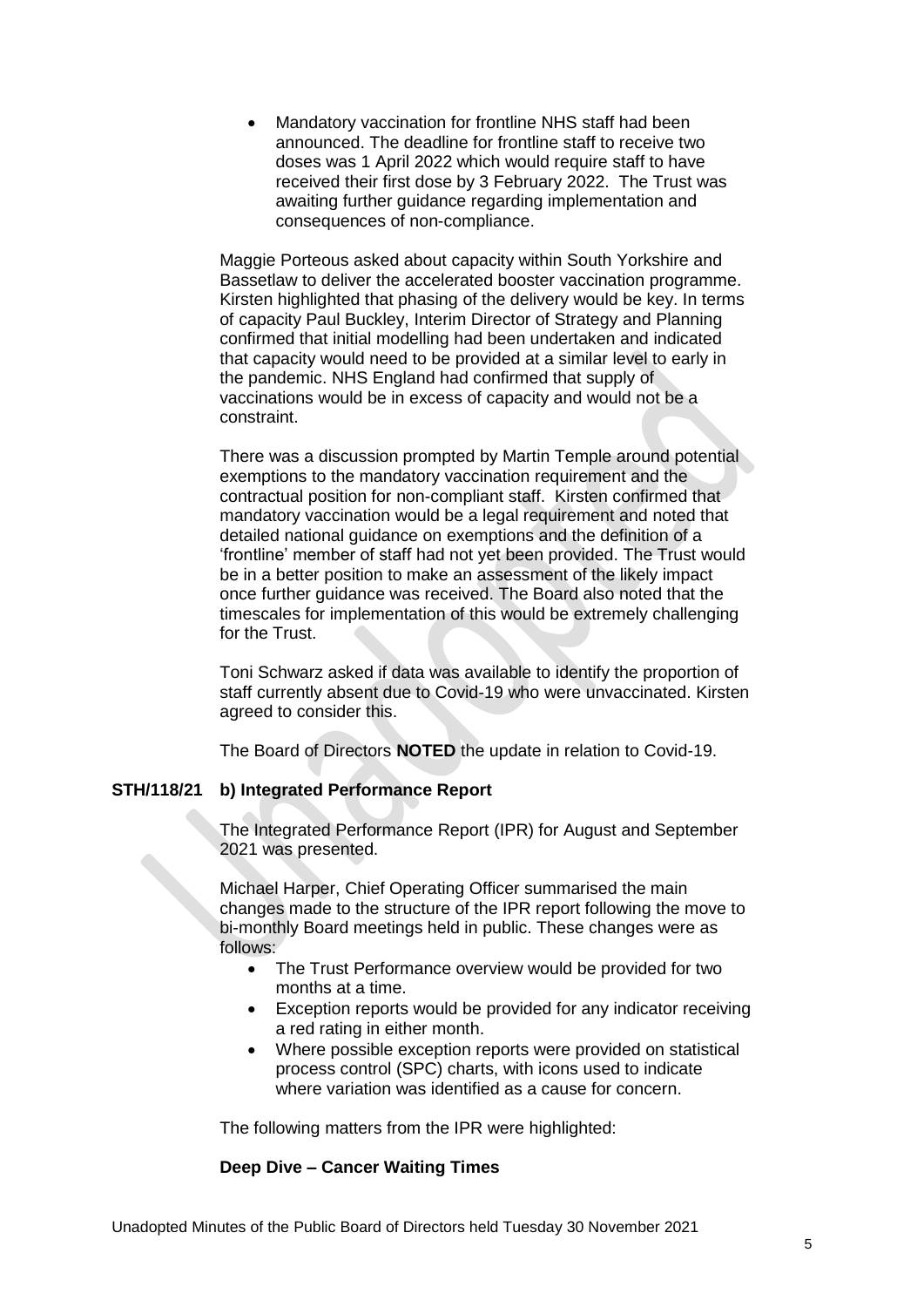- Mandatory vaccination for frontline NHS staff had been announced. The deadline for frontline staff to receive two doses was 1 April 2022 which would require staff to have received their first dose by 3 February 2022. The Trust was awaiting further guidance regarding implementation and consequences of non-compliance.

Maggie Porteous asked about capacity within South Yorkshire and Bassetlaw to deliver the accelerated booster vaccination programme. Kirsten highlighted that phasing of the delivery would be key. In terms of capacity Paul Buckley, Interim Director of Strategy and Planning confirmed that initial modelling had been undertaken and indicated that capacity would need to be provided at a similar level to early in the pandemic. NHS England had confirmed that supply of vaccinations would be in excess of capacity and would not be a constraint.

There was a discussion prompted by Martin Temple around potential exemptions to the mandatory vaccination requirement and the contractual position for non-compliant staff. Kirsten confirmed that mandatory vaccination would be a legal requirement and noted that detailed national guidance on exemptions and the definition of a 'frontline' member of staff had not yet been provided. The Trust would be in a better position to make an assessment of the likely impact once further guidance was received. The Board also noted that the timescales for implementation of this would be extremely challenging for the Trust.

Toni Schwarz asked if data was available to identify the proportion of staff currently absent due to Covid-19 who were unvaccinated. Kirsten agreed to consider this.

The Board of Directors **NOTED** the update in relation to Covid-19.

**STH/118/21 b) Integrated Performance Report**

The Integrated Performance Report (IPR) for August and September 2021 was presented.

Michael Harper, Chief Operating Officer summarised the main changes made to the structure of the IPR report following the move to bi-monthly Board meetings held in public. These changes were as follows:

- The Trust Performance overview would be provided for two months at a time.
- Exception reports would be provided for any indicator receiving a red rating in either month.
- Where possible exception reports were provided on statistical process control (SPC) charts, with icons used to indicate where variation was identified as a cause for concern.

The following matters from the IPR were highlighted:

**Deep Dive – Cancer Waiting Times**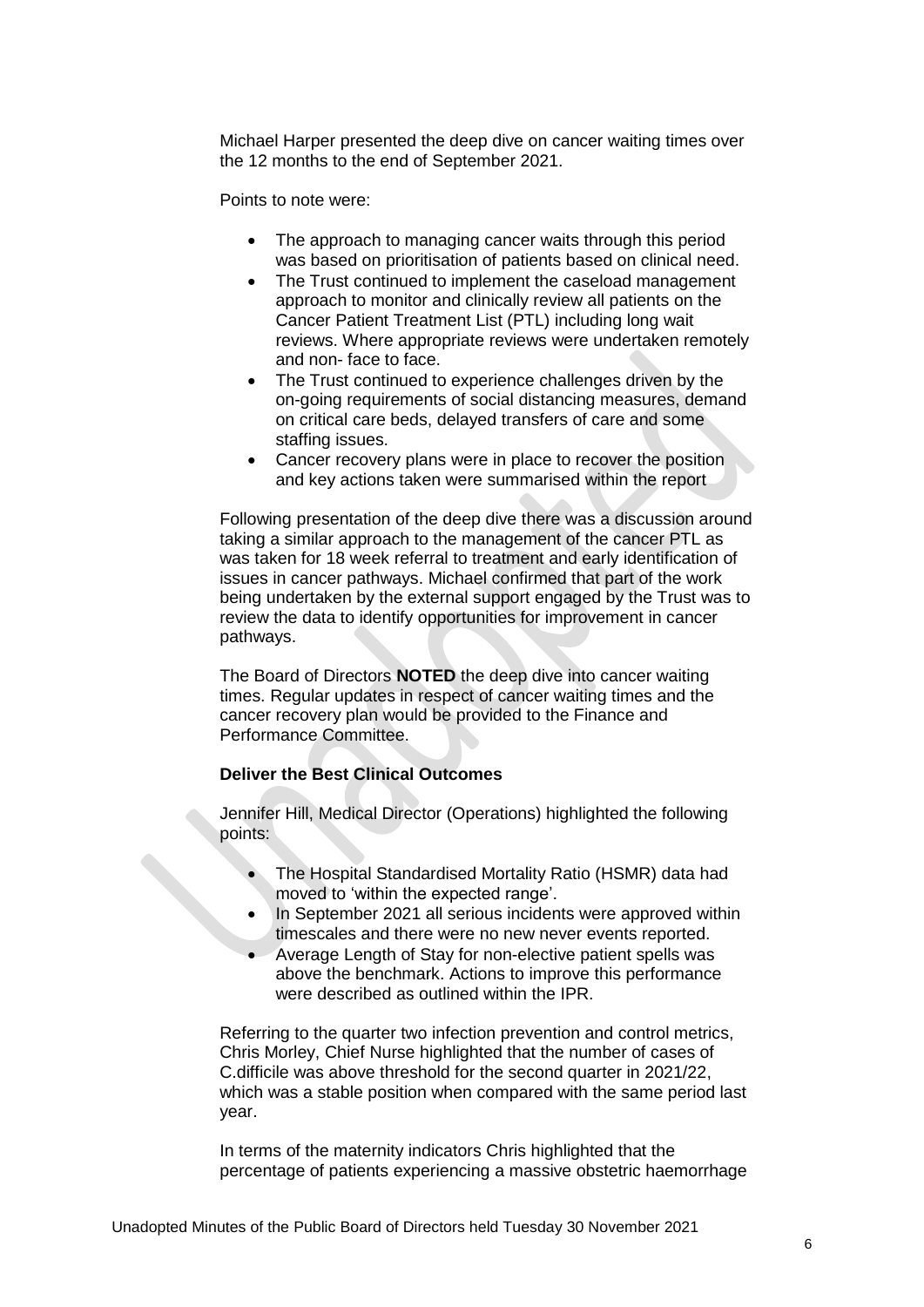Michael Harper presented the deep dive on cancer waiting times over the 12 months to the end of September 2021.

Points to note were:

- The approach to managing cancer waits through this period was based on prioritisation of patients based on clinical need.
- The Trust continued to implement the caseload management approach to monitor and clinically review all patients on the Cancer Patient Treatment List (PTL) including long wait reviews. Where appropriate reviews were undertaken remotely and non- face to face.
- The Trust continued to experience challenges driven by the on-going requirements of social distancing measures, demand on critical care beds, delayed transfers of care and some staffing issues.
- Cancer recovery plans were in place to recover the position and key actions taken were summarised within the report

Following presentation of the deep dive there was a discussion around taking a similar approach to the management of the cancer PTL as was taken for 18 week referral to treatment and early identification of issues in cancer pathways. Michael confirmed that part of the work being undertaken by the external support engaged by the Trust was to review the data to identify opportunities for improvement in cancer pathways.

The Board of Directors **NOTED** the deep dive into cancer waiting times. Regular updates in respect of cancer waiting times and the cancer recovery plan would be provided to the Finance and Performance Committee.

**Deliver the Best Clinical Outcomes**

Jennifer Hill, Medical Director (Operations) highlighted the following points:

- The Hospital Standardised Mortality Ratio (HSMR) data had moved to 'within the expected range'.
- In September 2021 all serious incidents were approved within timescales and there were no new never events reported.
- Average Length of Stay for non-elective patient spells was above the benchmark. Actions to improve this performance were described as outlined within the IPR.

Referring to the quarter two infection prevention and control metrics, Chris Morley, Chief Nurse highlighted that the number of cases of C.difficile was above threshold for the second quarter in 2021/22, which was a stable position when compared with the same period last year.

In terms of the maternity indicators Chris highlighted that the percentage of patients experiencing a massive obstetric haemorrhage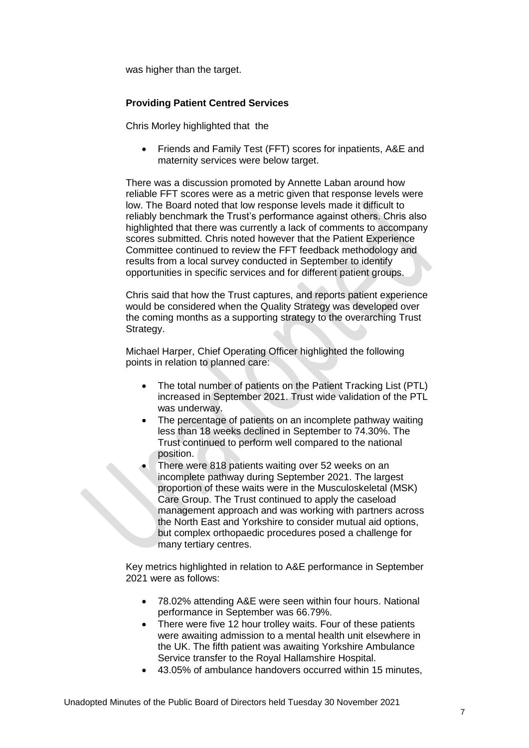was higher than the target.

**Providing Patient Centred Services**

Chris Morley highlighted that the

- Friends and Family Test (FFT) scores for inpatients, A&E and maternity services were below target.

There was a discussion promoted by Annette Laban around how reliable FFT scores were as a metric given that response levels were low. The Board noted that low response levels made it difficult to reliably benchmark the Trust's performance against others. Chris also highlighted that there was currently a lack of comments to accompany scores submitted. Chris noted however that the Patient Experience Committee continued to review the FFT feedback methodology and results from a local survey conducted in September to identify opportunities in specific services and for different patient groups.

Chris said that how the Trust captures, and reports patient experience would be considered when the Quality Strategy was developed over the coming months as a supporting strategy to the overarching Trust Strategy.

Michael Harper, Chief Operating Officer highlighted the following points in relation to planned care:

- The total number of patients on the Patient Tracking List (PTL) increased in September 2021. Trust wide validation of the PTL was underway.
- The percentage of patients on an incomplete pathway waiting less than 18 weeks declined in September to 74.30%. The Trust continued to perform well compared to the national position.
- There were 818 patients waiting over 52 weeks on an incomplete pathway during September 2021. The largest proportion of these waits were in the Musculoskeletal (MSK) Care Group. The Trust continued to apply the caseload management approach and was working with partners across the North East and Yorkshire to consider mutual aid options, but complex orthopaedic procedures posed a challenge for many tertiary centres.

Key metrics highlighted in relation to A&E performance in September 2021 were as follows:

- 78.02% attending A&E were seen within four hours. National performance in September was 66.79%.
- There were five 12 hour trolley waits. Four of these patients were awaiting admission to a mental health unit elsewhere in the UK. The fifth patient was awaiting Yorkshire Ambulance Service transfer to the Royal Hallamshire Hospital.
- 43.05% of ambulance handovers occurred within 15 minutes,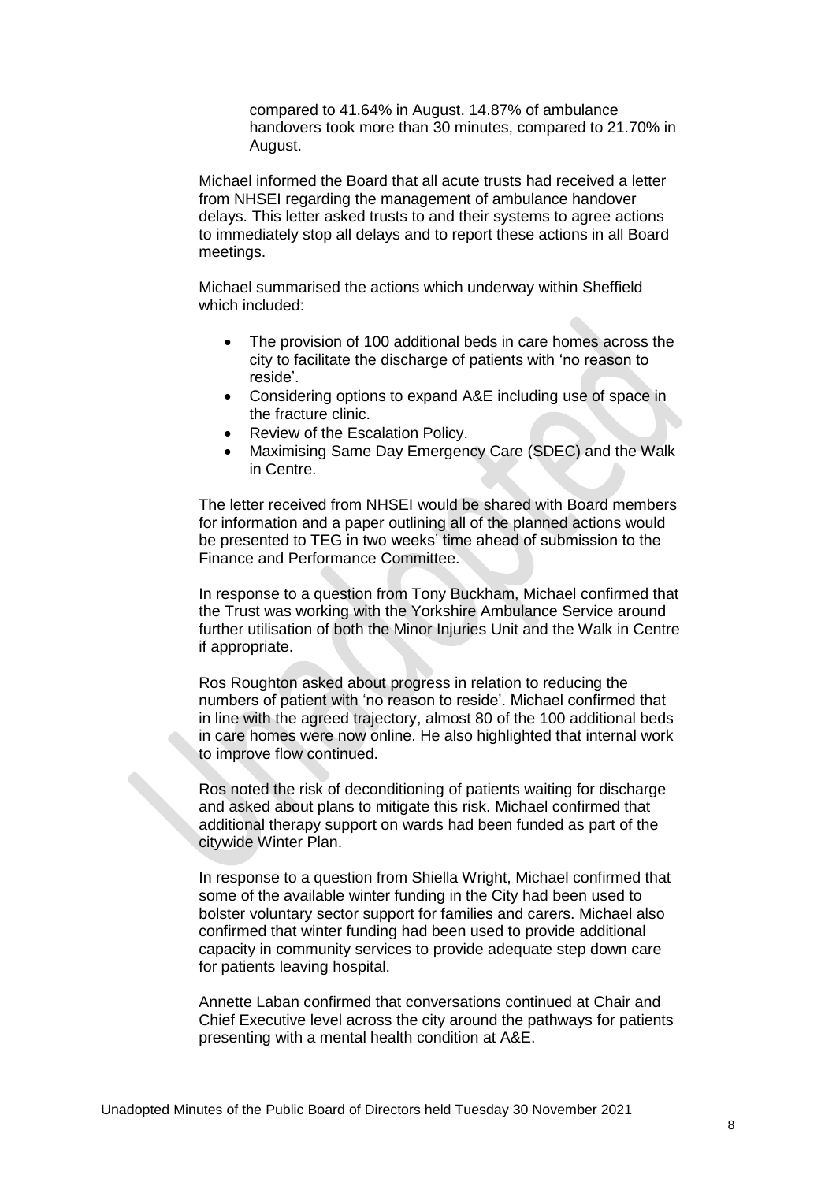compared to 41.64% in August. 14.87% of ambulance handovers took more than 30 minutes, compared to 21.70% in August.

Michael informed the Board that all acute trusts had received a letter from NHSEI regarding the management of ambulance handover delays. This letter asked trusts to and their systems to agree actions to immediately stop all delays and to report these actions in all Board meetings.

Michael summarised the actions which underway within Sheffield which included:

- The provision of 100 additional beds in care homes across the city to facilitate the discharge of patients with 'no reason to reside'.
- Considering options to expand A&E including use of space in the fracture clinic.
- Review of the Escalation Policy.
- Maximising Same Day Emergency Care (SDEC) and the Walk in Centre.

The letter received from NHSEI would be shared with Board members for information and a paper outlining all of the planned actions would be presented to TEG in two weeks' time ahead of submission to the Finance and Performance Committee.

In response to a question from Tony Buckham, Michael confirmed that the Trust was working with the Yorkshire Ambulance Service around further utilisation of both the Minor Injuries Unit and the Walk in Centre if appropriate.

Ros Roughton asked about progress in relation to reducing the numbers of patient with 'no reason to reside'. Michael confirmed that in line with the agreed trajectory, almost 80 of the 100 additional beds in care homes were now online. He also highlighted that internal work to improve flow continued.

Ros noted the risk of deconditioning of patients waiting for discharge and asked about plans to mitigate this risk. Michael confirmed that additional therapy support on wards had been funded as part of the citywide Winter Plan.

In response to a question from Shiella Wright, Michael confirmed that some of the available winter funding in the City had been used to bolster voluntary sector support for families and carers. Michael also confirmed that winter funding had been used to provide additional capacity in community services to provide adequate step down care for patients leaving hospital.

Annette Laban confirmed that conversations continued at Chair and Chief Executive level across the city around the pathways for patients presenting with a mental health condition at A&E.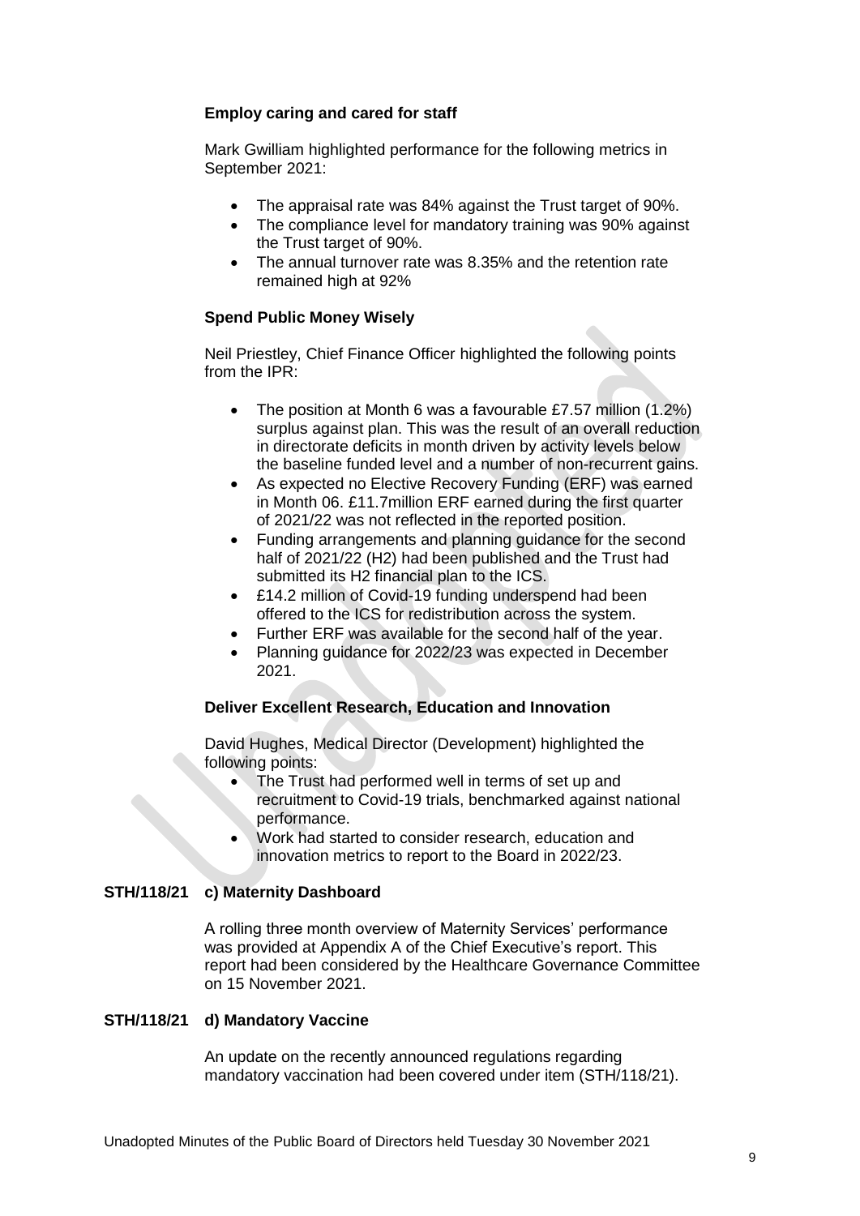**Employ caring and cared for staff**

Mark Gwilliam highlighted performance for the following metrics in September 2021:

- The appraisal rate was 84% against the Trust target of 90%.
- The compliance level for mandatory training was 90% against the Trust target of 90%.
- The annual turnover rate was 8.35% and the retention rate remained high at 92%

**Spend Public Money Wisely**

Neil Priestley, Chief Finance Officer highlighted the following points from the IPR:

- The position at Month 6 was a favourable £7.57 million (1.2%) surplus against plan. This was the result of an overall reduction in directorate deficits in month driven by activity levels below the baseline funded level and a number of non-recurrent gains.
- As expected no Elective Recovery Funding (ERF) was earned in Month 06. £11.7million ERF earned during the first quarter of 2021/22 was not reflected in the reported position.
- Funding arrangements and planning guidance for the second half of 2021/22 (H2) had been published and the Trust had submitted its H2 financial plan to the ICS.
- £14.2 million of Covid-19 funding underspend had been offered to the ICS for redistribution across the system.
- Further ERF was available for the second half of the year.
- Planning guidance for 2022/23 was expected in December 2021.

**Deliver Excellent Research, Education and Innovation**

David Hughes, Medical Director (Development) highlighted the following points:

- The Trust had performed well in terms of set up and recruitment to Covid-19 trials, benchmarked against national performance.
- Work had started to consider research, education and innovation metrics to report to the Board in 2022/23.

**STH/118/21 c) Maternity Dashboard**

A rolling three month overview of Maternity Services' performance was provided at Appendix A of the Chief Executive's report. This report had been considered by the Healthcare Governance Committee on 15 November 2021.

**STH/118/21 d) Mandatory Vaccine**

An update on the recently announced regulations regarding mandatory vaccination had been covered under item (STH/118/21).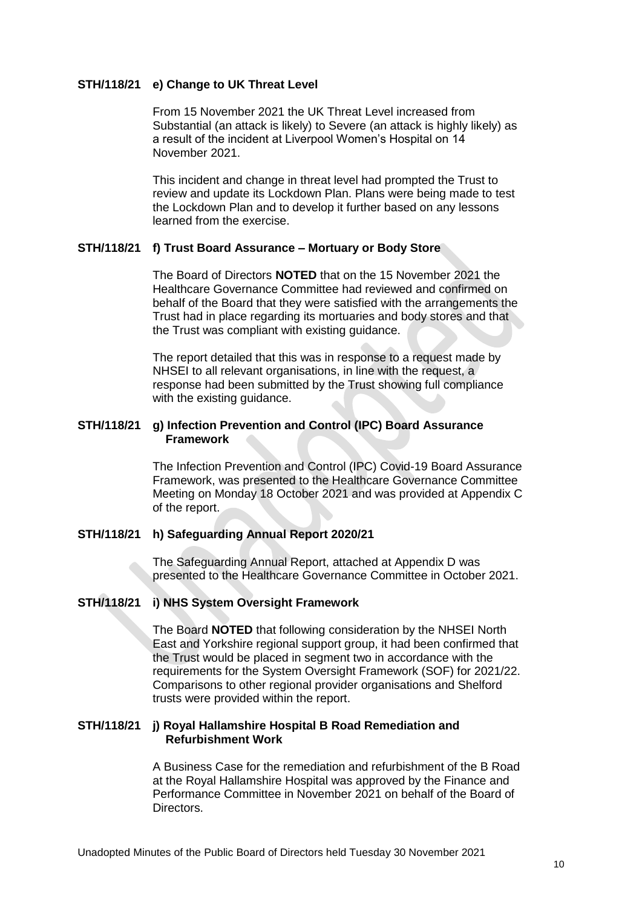**STH/118/21 e) Change to UK Threat Level**

From 15 November 2021 the UK Threat Level increased from Substantial (an attack is likely) to Severe (an attack is highly likely) as a result of the incident at Liverpool Women's Hospital on 14 November 2021.

This incident and change in threat level had prompted the Trust to review and update its Lockdown Plan. Plans were being made to test the Lockdown Plan and to develop it further based on any lessons learned from the exercise.

**STH/118/21 f) Trust Board Assurance – Mortuary or Body Store**

The Board of Directors **NOTED** that on the 15 November 2021 the Healthcare Governance Committee had reviewed and confirmed on behalf of the Board that they were satisfied with the arrangements the Trust had in place regarding its mortuaries and body stores and that the Trust was compliant with existing guidance.

The report detailed that this was in response to a request made by NHSEI to all relevant organisations, in line with the request, a response had been submitted by the Trust showing full compliance with the existing guidance.

**STH/118/21 g) Infection Prevention and Control (IPC) Board Assurance Framework**

The Infection Prevention and Control (IPC) Covid-19 Board Assurance Framework, was presented to the Healthcare Governance Committee Meeting on Monday 18 October 2021 and was provided at Appendix C of the report.

**STH/118/21 h) Safeguarding Annual Report 2020/21**

The Safeguarding Annual Report, attached at Appendix D was presented to the Healthcare Governance Committee in October 2021.

**STH/118/21 i) NHS System Oversight Framework**

The Board **NOTED** that following consideration by the NHSEI North East and Yorkshire regional support group, it had been confirmed that the Trust would be placed in segment two in accordance with the requirements for the System Oversight Framework (SOF) for 2021/22. Comparisons to other regional provider organisations and Shelford trusts were provided within the report.

**STH/118/21 j) Royal Hallamshire Hospital B Road Remediation and Refurbishment Work**

A Business Case for the remediation and refurbishment of the B Road at the Royal Hallamshire Hospital was approved by the Finance and Performance Committee in November 2021 on behalf of the Board of Directors.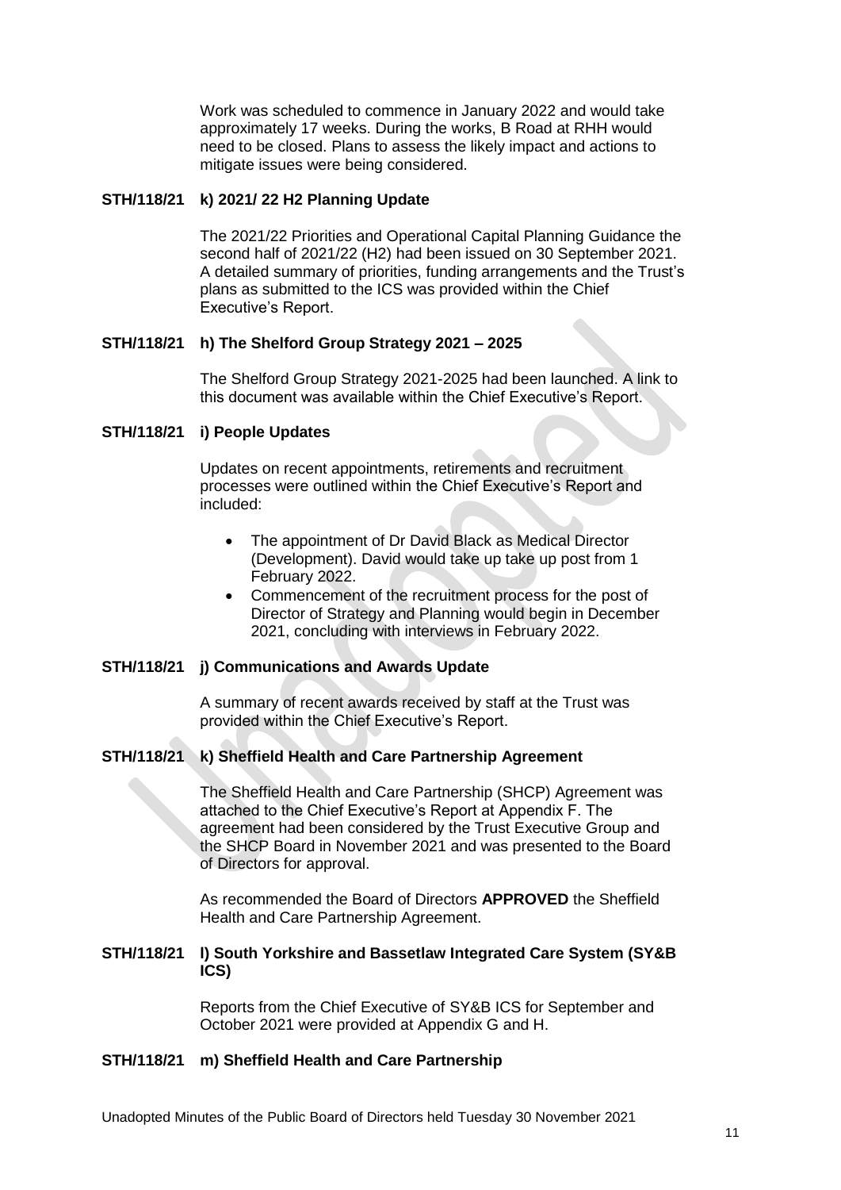Work was scheduled to commence in January 2022 and would take approximately 17 weeks. During the works, B Road at RHH would need to be closed. Plans to assess the likely impact and actions to mitigate issues were being considered.

**STH/118/21 k) 2021/ 22 H2 Planning Update**

The 2021/22 Priorities and Operational Capital Planning Guidance the second half of 2021/22 (H2) had been issued on 30 September 2021. A detailed summary of priorities, funding arrangements and the Trust's plans as submitted to the ICS was provided within the Chief Executive's Report.

**STH/118/21 h) The Shelford Group Strategy 2021 – 2025**

The Shelford Group Strategy 2021-2025 had been launched. A link to this document was available within the Chief Executive's Report.

**STH/118/21 i) People Updates**

Updates on recent appointments, retirements and recruitment processes were outlined within the Chief Executive's Report and included:

- The appointment of Dr David Black as Medical Director (Development). David would take up take up post from 1 February 2022.
- Commencement of the recruitment process for the post of Director of Strategy and Planning would begin in December 2021, concluding with interviews in February 2022.

**STH/118/21 j) Communications and Awards Update**

A summary of recent awards received by staff at the Trust was provided within the Chief Executive's Report.

**STH/118/21 k) Sheffield Health and Care Partnership Agreement**

The Sheffield Health and Care Partnership (SHCP) Agreement was attached to the Chief Executive's Report at Appendix F. The agreement had been considered by the Trust Executive Group and the SHCP Board in November 2021 and was presented to the Board of Directors for approval.

As recommended the Board of Directors **APPROVED** the Sheffield Health and Care Partnership Agreement.

**STH/118/21 l) South Yorkshire and Bassetlaw Integrated Care System (SY&B ICS)**

Reports from the Chief Executive of SY&B ICS for September and October 2021 were provided at Appendix G and H.

**STH/118/21 m) Sheffield Health and Care Partnership**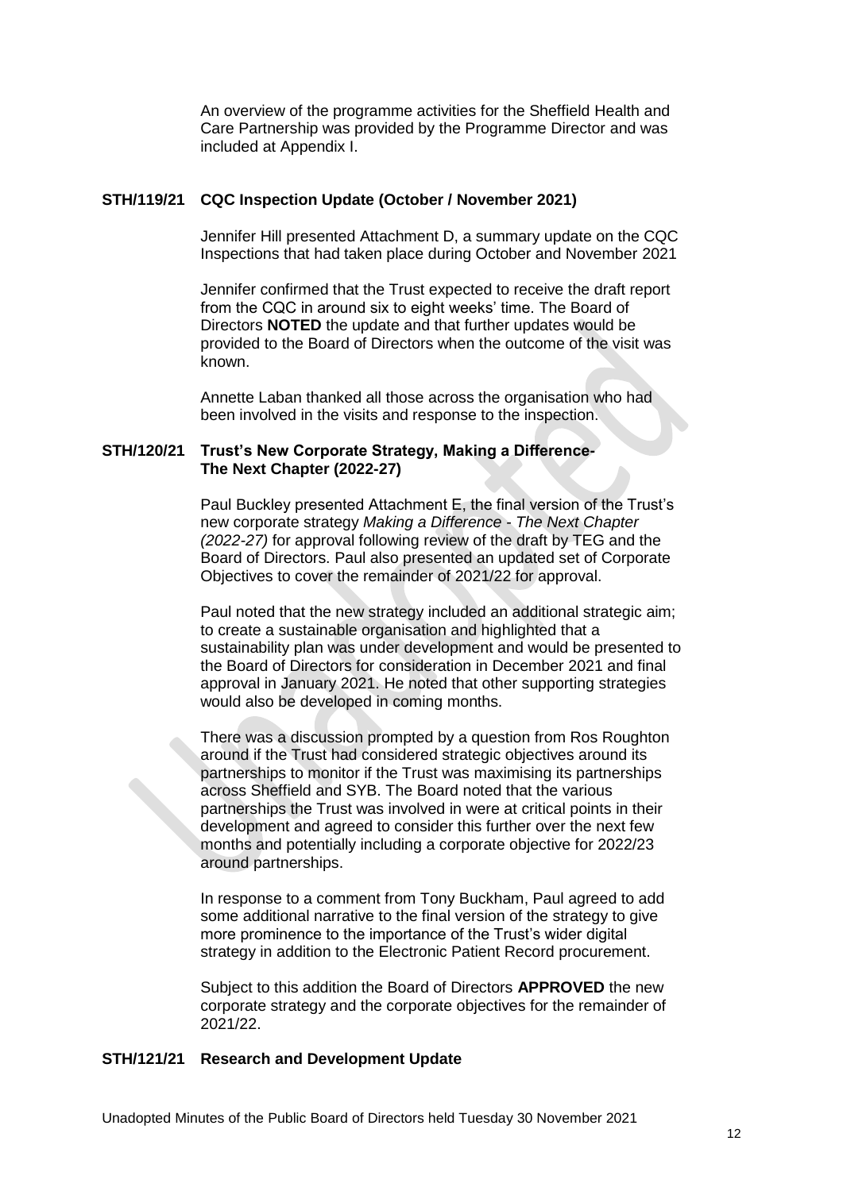An overview of the programme activities for the Sheffield Health and Care Partnership was provided by the Programme Director and was included at Appendix I.

**STH/119/21 CQC Inspection Update (October / November 2021)**

Jennifer Hill presented Attachment D, a summary update on the CQC Inspections that had taken place during October and November 2021

Jennifer confirmed that the Trust expected to receive the draft report from the CQC in around six to eight weeks' time. The Board of Directors **NOTED** the update and that further updates would be provided to the Board of Directors when the outcome of the visit was known.

Annette Laban thanked all those across the organisation who had been involved in the visits and response to the inspection.

**STH/120/21 Trust's New Corporate Strategy, Making a Difference- The Next Chapter (2022-27)**

Paul Buckley presented Attachment E, the final version of the Trust's new corporate strategy *Making a Difference - The Next Chapter (2022-27)* for approval following review of the draft by TEG and the Board of Directors. Paul also presented an updated set of Corporate Objectives to cover the remainder of 2021/22 for approval.

Paul noted that the new strategy included an additional strategic aim; to create a sustainable organisation and highlighted that a sustainability plan was under development and would be presented to the Board of Directors for consideration in December 2021 and final approval in January 2021. He noted that other supporting strategies would also be developed in coming months.

There was a discussion prompted by a question from Ros Roughton around if the Trust had considered strategic objectives around its partnerships to monitor if the Trust was maximising its partnerships across Sheffield and SYB. The Board noted that the various partnerships the Trust was involved in were at critical points in their development and agreed to consider this further over the next few months and potentially including a corporate objective for 2022/23 around partnerships.

In response to a comment from Tony Buckham, Paul agreed to add some additional narrative to the final version of the strategy to give more prominence to the importance of the Trust's wider digital strategy in addition to the Electronic Patient Record procurement.

Subject to this addition the Board of Directors **APPROVED** the new corporate strategy and the corporate objectives for the remainder of 2021/22.

**STH/121/21 Research and Development Update**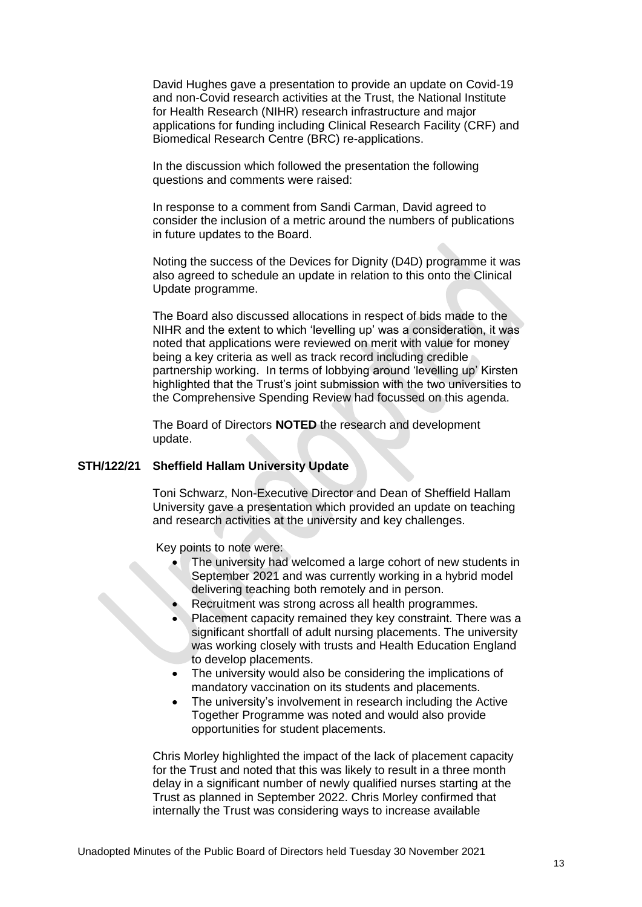David Hughes gave a presentation to provide an update on Covid-19 and non-Covid research activities at the Trust, the National Institute for Health Research (NIHR) research infrastructure and major applications for funding including Clinical Research Facility (CRF) and Biomedical Research Centre (BRC) re-applications.

In the discussion which followed the presentation the following questions and comments were raised:

In response to a comment from Sandi Carman, David agreed to consider the inclusion of a metric around the numbers of publications in future updates to the Board.

Noting the success of the Devices for Dignity (D4D) programme it was also agreed to schedule an update in relation to this onto the Clinical Update programme.

The Board also discussed allocations in respect of bids made to the NIHR and the extent to which 'levelling up' was a consideration, it was noted that applications were reviewed on merit with value for money being a key criteria as well as track record including credible partnership working. In terms of lobbying around 'levelling up' Kirsten highlighted that the Trust's joint submission with the two universities to the Comprehensive Spending Review had focussed on this agenda.

The Board of Directors **NOTED** the research and development update.

**STH/122/21 Sheffield Hallam University Update**

Toni Schwarz, Non-Executive Director and Dean of Sheffield Hallam University gave a presentation which provided an update on teaching and research activities at the university and key challenges.

Key points to note were:

- The university had welcomed a large cohort of new students in September 2021 and was currently working in a hybrid model delivering teaching both remotely and in person.
- Recruitment was strong across all health programmes.
- Placement capacity remained they key constraint. There was a significant shortfall of adult nursing placements. The university was working closely with trusts and Health Education England to develop placements.
- The university would also be considering the implications of mandatory vaccination on its students and placements.
- The university's involvement in research including the Active Together Programme was noted and would also provide opportunities for student placements.

Chris Morley highlighted the impact of the lack of placement capacity for the Trust and noted that this was likely to result in a three month delay in a significant number of newly qualified nurses starting at the Trust as planned in September 2022. Chris Morley confirmed that internally the Trust was considering ways to increase available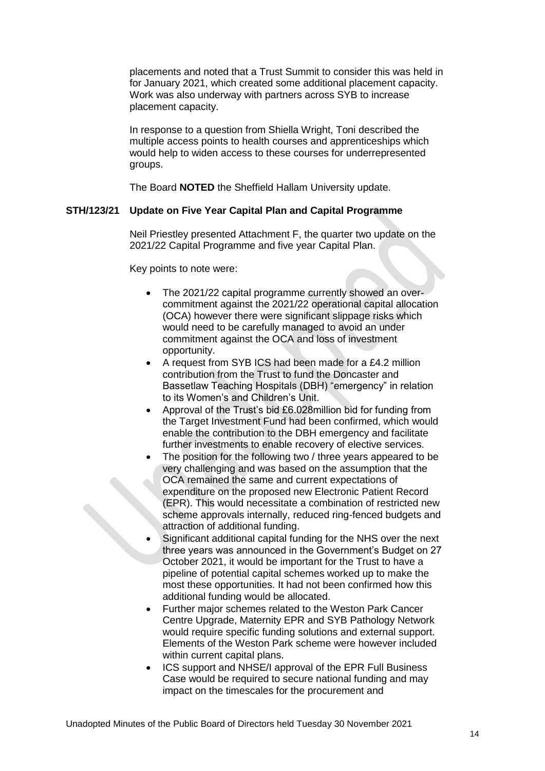placements and noted that a Trust Summit to consider this was held in for January 2021, which created some additional placement capacity. Work was also underway with partners across SYB to increase placement capacity.

In response to a question from Shiella Wright, Toni described the multiple access points to health courses and apprenticeships which would help to widen access to these courses for underrepresented groups.

The Board **NOTED** the Sheffield Hallam University update.

**STH/123/21 Update on Five Year Capital Plan and Capital Programme**

Neil Priestley presented Attachment F, the quarter two update on the 2021/22 Capital Programme and five year Capital Plan.

Key points to note were:

- The 2021/22 capital programme currently showed an over-commitment against the 2021/22 operational capital allocation (OCA) however there were significant slippage risks which would need to be carefully managed to avoid an under commitment against the OCA and loss of investment opportunity.
- A request from SYB ICS had been made for a £4.2 million contribution from the Trust to fund the Doncaster and Bassetlaw Teaching Hospitals (DBH) "emergency" in relation to its Women's and Children's Unit.
- Approval of the Trust's bid £6.028million bid for funding from the Target Investment Fund had been confirmed, which would enable the contribution to the DBH emergency and facilitate further investments to enable recovery of elective services.
- The position for the following two / three years appeared to be very challenging and was based on the assumption that the OCA remained the same and current expectations of expenditure on the proposed new Electronic Patient Record (EPR). This would necessitate a combination of restricted new scheme approvals internally, reduced ring-fenced budgets and attraction of additional funding.
- Significant additional capital funding for the NHS over the next three years was announced in the Government's Budget on 27 October 2021, it would be important for the Trust to have a pipeline of potential capital schemes worked up to make the most these opportunities. It had not been confirmed how this additional funding would be allocated.
- Further major schemes related to the Weston Park Cancer Centre Upgrade, Maternity EPR and SYB Pathology Network would require specific funding solutions and external support. Elements of the Weston Park scheme were however included within current capital plans.
- ICS support and NHSE/I approval of the EPR Full Business Case would be required to secure national funding and may impact on the timescales for the procurement and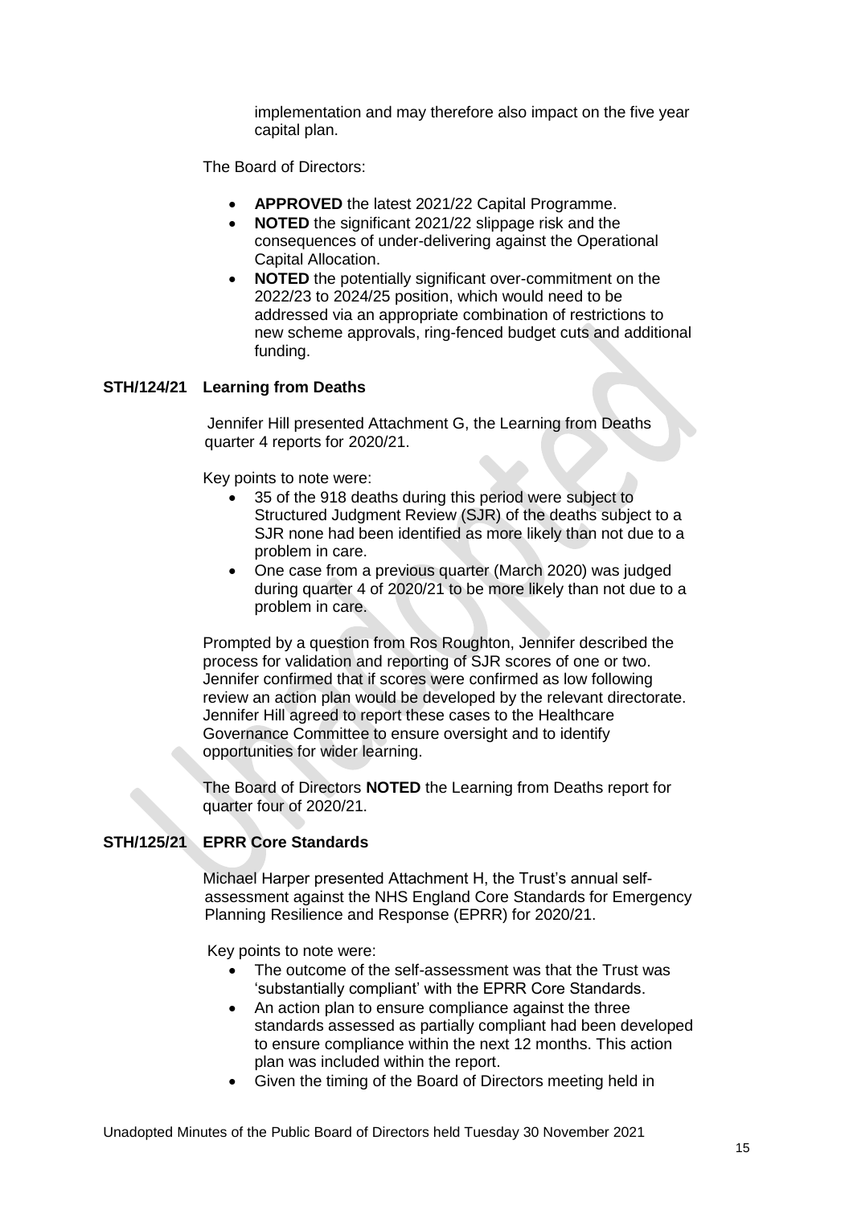implementation and may therefore also impact on the five year capital plan.

The Board of Directors:

- **APPROVED** the latest 2021/22 Capital Programme.
- **NOTED** the significant 2021/22 slippage risk and the consequences of under-delivering against the Operational Capital Allocation.
- **NOTED** the potentially significant over-commitment on the 2022/23 to 2024/25 position, which would need to be addressed via an appropriate combination of restrictions to new scheme approvals, ring-fenced budget cuts and additional funding.

**STH/124/21 Learning from Deaths**

Jennifer Hill presented Attachment G, the Learning from Deaths quarter 4 reports for 2020/21.

Key points to note were:

- 35 of the 918 deaths during this period were subject to Structured Judgment Review (SJR) of the deaths subject to a SJR none had been identified as more likely than not due to a problem in care.
- One case from a previous quarter (March 2020) was judged during quarter 4 of 2020/21 to be more likely than not due to a problem in care.

Prompted by a question from Ros Roughton, Jennifer described the process for validation and reporting of SJR scores of one or two. Jennifer confirmed that if scores were confirmed as low following review an action plan would be developed by the relevant directorate. Jennifer Hill agreed to report these cases to the Healthcare Governance Committee to ensure oversight and to identify opportunities for wider learning.

The Board of Directors **NOTED** the Learning from Deaths report for quarter four of 2020/21.

**STH/125/21 EPRR Core Standards**

Michael Harper presented Attachment H, the Trust's annual self-assessment against the NHS England Core Standards for Emergency Planning Resilience and Response (EPRR) for 2020/21.

Key points to note were:

- The outcome of the self-assessment was that the Trust was 'substantially compliant' with the EPRR Core Standards.
- An action plan to ensure compliance against the three standards assessed as partially compliant had been developed to ensure compliance within the next 12 months. This action plan was included within the report.
- Given the timing of the Board of Directors meeting held in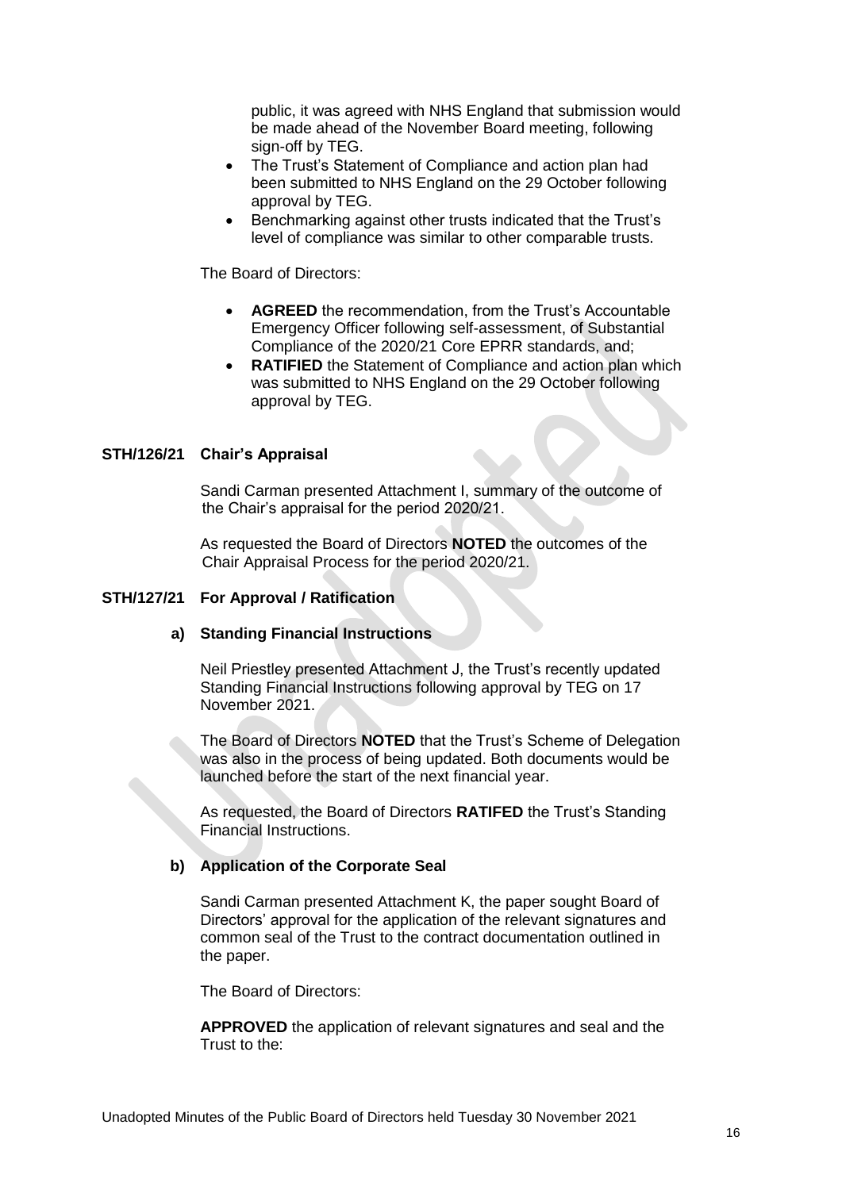public, it was agreed with NHS England that submission would be made ahead of the November Board meeting, following sign-off by TEG.

- The Trust's Statement of Compliance and action plan had been submitted to NHS England on the 29 October following approval by TEG.
- Benchmarking against other trusts indicated that the Trust's level of compliance was similar to other comparable trusts.

The Board of Directors:

- **AGREED** the recommendation, from the Trust's Accountable Emergency Officer following self-assessment, of Substantial Compliance of the 2020/21 Core EPRR standards, and;
- **RATIFIED** the Statement of Compliance and action plan which was submitted to NHS England on the 29 October following approval by TEG.

## STH/126/21 Chair's Appraisal

Sandi Carman presented Attachment I, summary of the outcome of the Chair's appraisal for the period 2020/21.

As requested the Board of Directors **NOTED** the outcomes of the Chair Appraisal Process for the period 2020/21.

## STH/127/21 For Approval / Ratification

### a) Standing Financial Instructions

Neil Priestley presented Attachment J, the Trust's recently updated Standing Financial Instructions following approval by TEG on 17 November 2021.

The Board of Directors **NOTED** that the Trust's Scheme of Delegation was also in the process of being updated. Both documents would be launched before the start of the next financial year.

As requested, the Board of Directors **RATIFED** the Trust's Standing Financial Instructions.

### b) Application of the Corporate Seal

Sandi Carman presented Attachment K, the paper sought Board of Directors' approval for the application of the relevant signatures and common seal of the Trust to the contract documentation outlined in the paper.

The Board of Directors:

**APPROVED** the application of relevant signatures and seal and the Trust to the: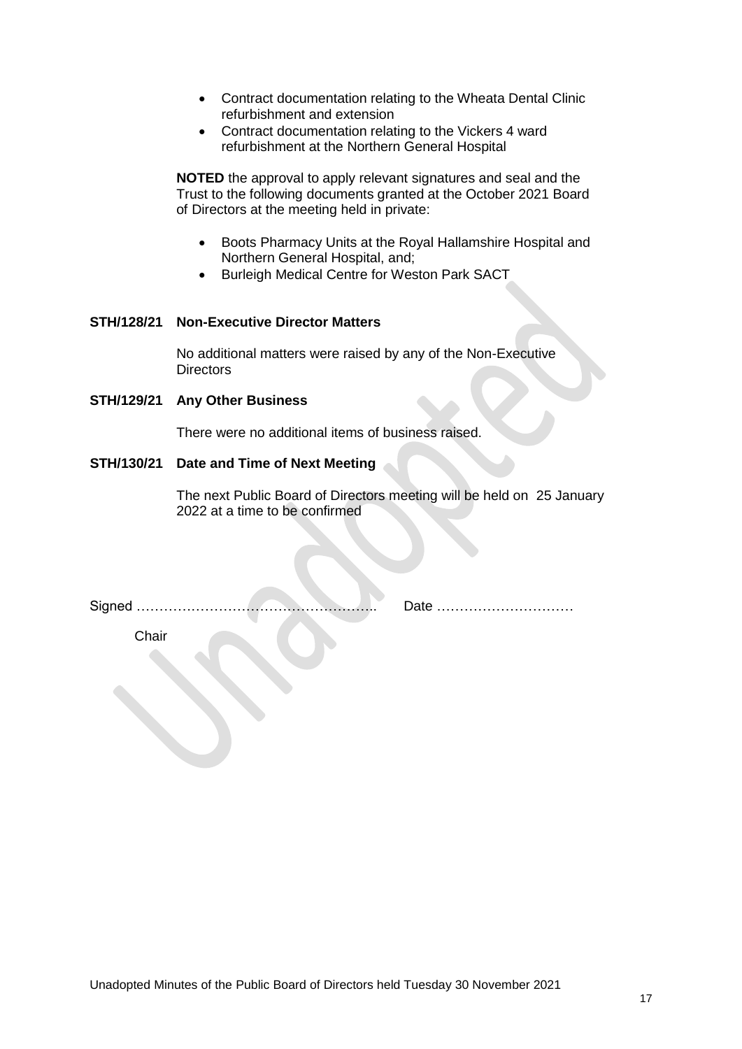- Contract documentation relating to the Wheata Dental Clinic refurbishment and extension
- Contract documentation relating to the Vickers 4 ward refurbishment at the Northern General Hospital

**NOTED** the approval to apply relevant signatures and seal and the Trust to the following documents granted at the October 2021 Board of Directors at the meeting held in private:

- Boots Pharmacy Units at the Royal Hallamshire Hospital and Northern General Hospital, and;
- Burleigh Medical Centre for Weston Park SACT

**STH/128/21 Non-Executive Director Matters**

No additional matters were raised by any of the Non-Executive Directors

**STH/129/21 Any Other Business**

There were no additional items of business raised.

**STH/130/21 Date and Time of Next Meeting**

The next Public Board of Directors meeting will be held on 25 January 2022 at a time to be confirmed

Signed …………………………………………….. Date …………………………

Chair